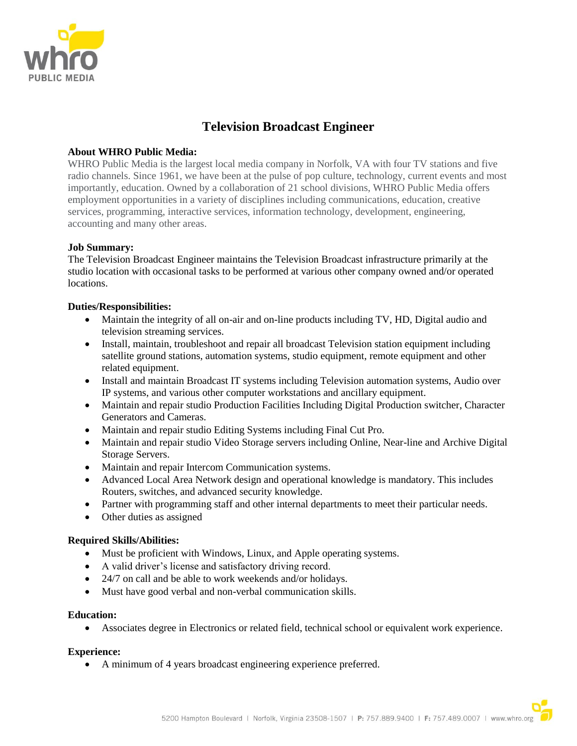# Television Broadcast Engineer

**About WHRO Public Media:**

WHRO Public Media is the largest local media company in Norfolk, VA with four TV stations and five radio channels. Since 1961, we have been at the pulse of pop culture, technology, current events and most importantly, education. Owned by a collaboration of 21 school divisions, WHRO Public Media offers employment opportunities in a variety of disciplines including communications, education, creative services, programming, interactive services, information technology, development, engineering, accounting and many other areas.

**Job Summary:**

The Television Broadcast Engineer maintains the Television Broadcast infrastructure primarily at the studio location with occasional tasks to be performed at various other company owned and/or operated locations.

**Duties/Responsibilities:**

- Maintain the integrity of all on-air and on-line products including TV, HD, Digital audio and television streaming services.
- Install, maintain, troubleshoot and repair all broadcast Television station equipment including satellite ground stations, automation systems, studio equipment, remote equipment and other related equipment.
- Install and maintain Broadcast IT systems including Television automation systems, Audio over IP systems, and various other computer workstations and ancillary equipment.
- Maintain and repair studio Production Facilities Including Digital Production switcher, Character Generators and Cameras.
- Maintain and repair studio Editing Systems including Final Cut Pro.
- Maintain and repair studio Video Storage servers including Online, Near-line and Archive Digital Storage Servers.
- Maintain and repair Intercom Communication systems.
- Advanced Local Area Network design and operational knowledge is mandatory. This includes Routers, switches, and advanced security knowledge.
- Partner with programming staff and other internal departments to meet their particular needs.
- Other duties as assigned

**Required Skills/Abilities:**

- Must be proficient with Windows, Linux, and Apple operating systems.
- A valid driver's license and satisfactory driving record.
- 24/7 on call and be able to work weekends and/or holidays.
- Must have good verbal and non-verbal communication skills.

**Education:**

- Associates degree in Electronics or related field, technical school or equivalent work experience.

**Experience:**

- A minimum of 4 years broadcast engineering experience preferred.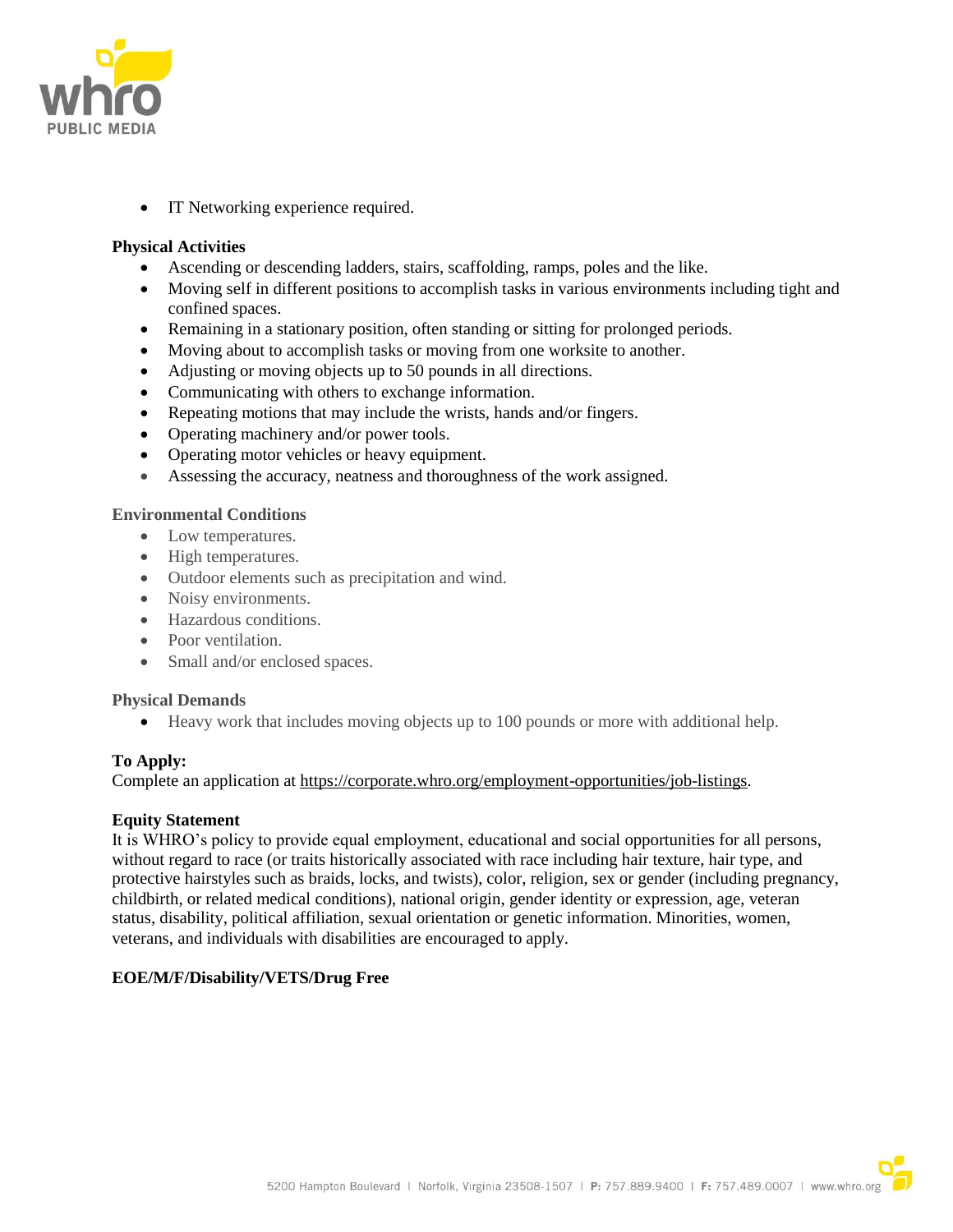- IT Networking experience required.

**Physical Activities**

- Ascending or descending ladders, stairs, scaffolding, ramps, poles and the like.
- Moving self in different positions to accomplish tasks in various environments including tight and confined spaces.
- Remaining in a stationary position, often standing or sitting for prolonged periods.
- Moving about to accomplish tasks or moving from one worksite to another.
- Adjusting or moving objects up to 50 pounds in all directions.
- Communicating with others to exchange information.
- Repeating motions that may include the wrists, hands and/or fingers.
- Operating machinery and/or power tools.
- Operating motor vehicles or heavy equipment.
- Assessing the accuracy, neatness and thoroughness of the work assigned.

**Environmental Conditions**

- Low temperatures.
- High temperatures.
- Outdoor elements such as precipitation and wind.
- Noisy environments.
- Hazardous conditions.
- Poor ventilation.
- Small and/or enclosed spaces.

**Physical Demands**

- Heavy work that includes moving objects up to 100 pounds or more with additional help.

**To Apply:**
Complete an application at https://corporate.whro.org/employment-opportunities/job-listings.

**Equity Statement**
It is WHRO's policy to provide equal employment, educational and social opportunities for all persons, without regard to race (or traits historically associated with race including hair texture, hair type, and protective hairstyles such as braids, locks, and twists), color, religion, sex or gender (including pregnancy, childbirth, or related medical conditions), national origin, gender identity or expression, age, veteran status, disability, political affiliation, sexual orientation or genetic information. Minorities, women, veterans, and individuals with disabilities are encouraged to apply.

**EOE/M/F/Disability/VETS/Drug Free**